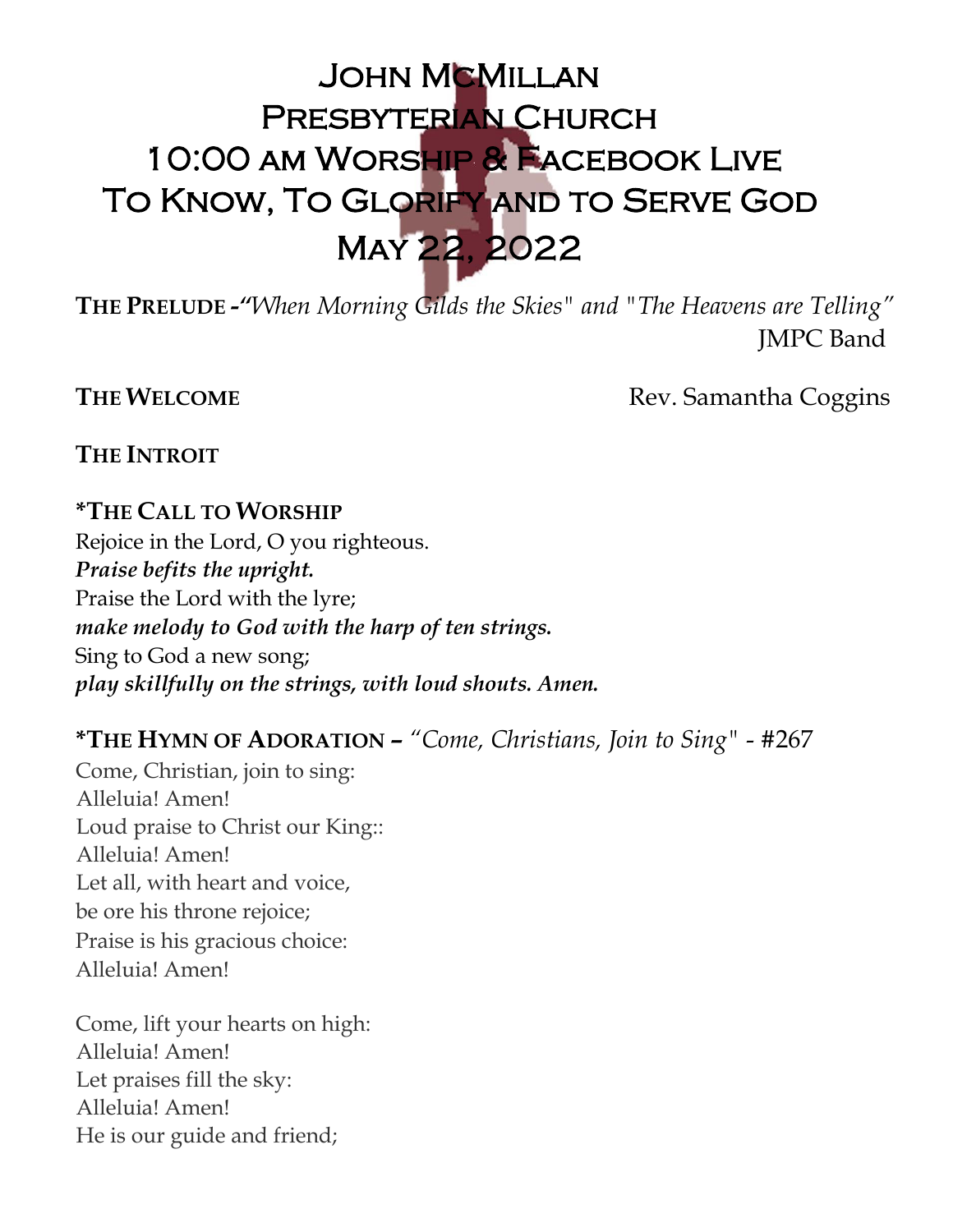# John McMillan Presbyterian Church
# 10:00 am Worship & Facebook Live
# To Know, To Glorify and to Serve God
# May 22, 2022

**The Prelude** -*"When Morning Gilds the Skies" and "The Heavens are Telling"*
JMPC Band

**The Welcome** Rev. Samantha Coggins

**The Introit**

**\*The Call to Worship**

Rejoice in the Lord, O you righteous.
***Praise befits the upright.***
Praise the Lord with the lyre;
***make melody to God with the harp of ten strings.***
Sing to God a new song;
***play skillfully on the strings, with loud shouts. Amen.***

**\*The Hymn of Adoration** – *"Come, Christians, Join to Sing"* - #267

Come, Christian, join to sing:
Alleluia! Amen!
Loud praise to Christ our King::
Alleluia! Amen!
Let all, with heart and voice,
be ore his throne rejoice;
Praise is his gracious choice:
Alleluia! Amen!

Come, lift your hearts on high:
Alleluia! Amen!
Let praises fill the sky:
Alleluia! Amen!
He is our guide and friend;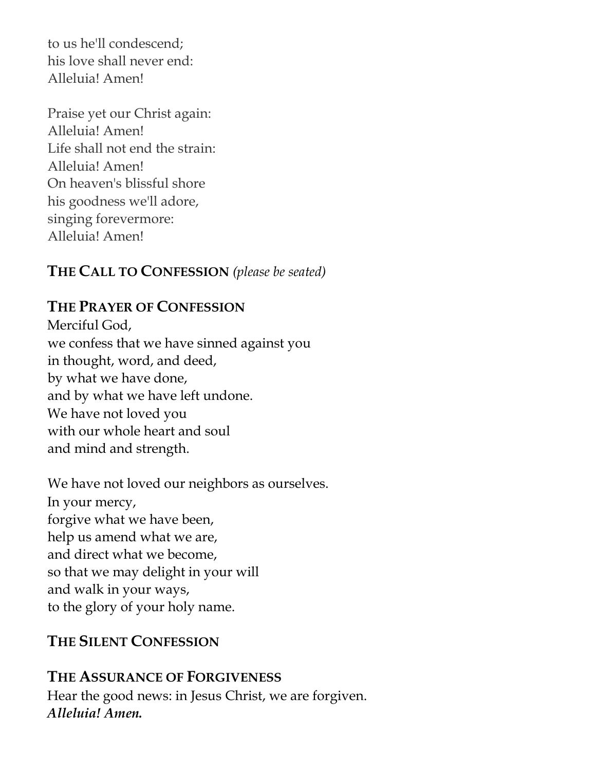to us he'll condescend;
his love shall never end:
Alleluia! Amen!

Praise yet our Christ again:
Alleluia! Amen!
Life shall not end the strain:
Alleluia! Amen!
On heaven's blissful shore
his goodness we'll adore,
singing forevermore:
Alleluia! Amen!

## THE CALL TO CONFESSION *(please be seated)*

## THE PRAYER OF CONFESSION

Merciful God,
we confess that we have sinned against you
in thought, word, and deed,
by what we have done,
and by what we have left undone.
We have not loved you
with our whole heart and soul
and mind and strength.

We have not loved our neighbors as ourselves.
In your mercy,
forgive what we have been,
help us amend what we are,
and direct what we become,
so that we may delight in your will
and walk in your ways,
to the glory of your holy name.

## THE SILENT CONFESSION

## THE ASSURANCE OF FORGIVENESS

Hear the good news: in Jesus Christ, we are forgiven.
***Alleluia! Amen.***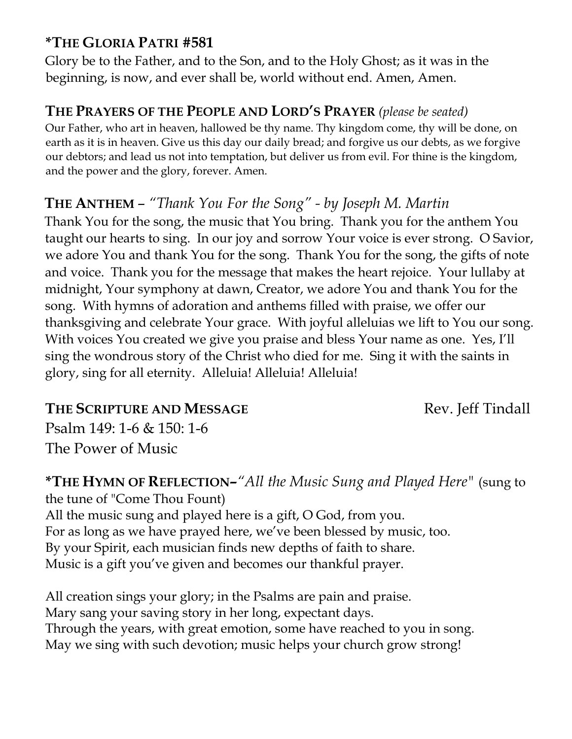**\*THE GLORIA PATRI #581**

Glory be to the Father, and to the Son, and to the Holy Ghost; as it was in the beginning, is now, and ever shall be, world without end. Amen, Amen.

**THE PRAYERS OF THE PEOPLE AND LORD'S PRAYER** *(please be seated)*

Our Father, who art in heaven, hallowed be thy name. Thy kingdom come, thy will be done, on earth as it is in heaven. Give us this day our daily bread; and forgive us our debts, as we forgive our debtors; and lead us not into temptation, but deliver us from evil. For thine is the kingdom, and the power and the glory, forever. Amen.

**THE ANTHEM** – *"Thank You For the Song" - by Joseph M. Martin*

Thank You for the song, the music that You bring. Thank you for the anthem You taught our hearts to sing. In our joy and sorrow Your voice is ever strong. O Savior, we adore You and thank You for the song. Thank You for the song, the gifts of note and voice. Thank you for the message that makes the heart rejoice. Your lullaby at midnight, Your symphony at dawn, Creator, we adore You and thank You for the song. With hymns of adoration and anthems filled with praise, we offer our thanksgiving and celebrate Your grace. With joyful alleluias we lift to You our song. With voices You created we give you praise and bless Your name as one. Yes, I'll sing the wondrous story of the Christ who died for me. Sing it with the saints in glory, sing for all eternity. Alleluia! Alleluia! Alleluia!

**THE SCRIPTURE AND MESSAGE** Rev. Jeff Tindall

Psalm 149: 1-6 & 150: 1-6

The Power of Music

**\*THE HYMN OF REFLECTION**–*"All the Music Sung and Played Here"* (sung to the tune of "Come Thou Fount)

All the music sung and played here is a gift, O God, from you.
For as long as we have prayed here, we've been blessed by music, too.
By your Spirit, each musician finds new depths of faith to share.
Music is a gift you've given and becomes our thankful prayer.

All creation sings your glory; in the Psalms are pain and praise.
Mary sang your saving story in her long, expectant days.
Through the years, with great emotion, some have reached to you in song.
May we sing with such devotion; music helps your church grow strong!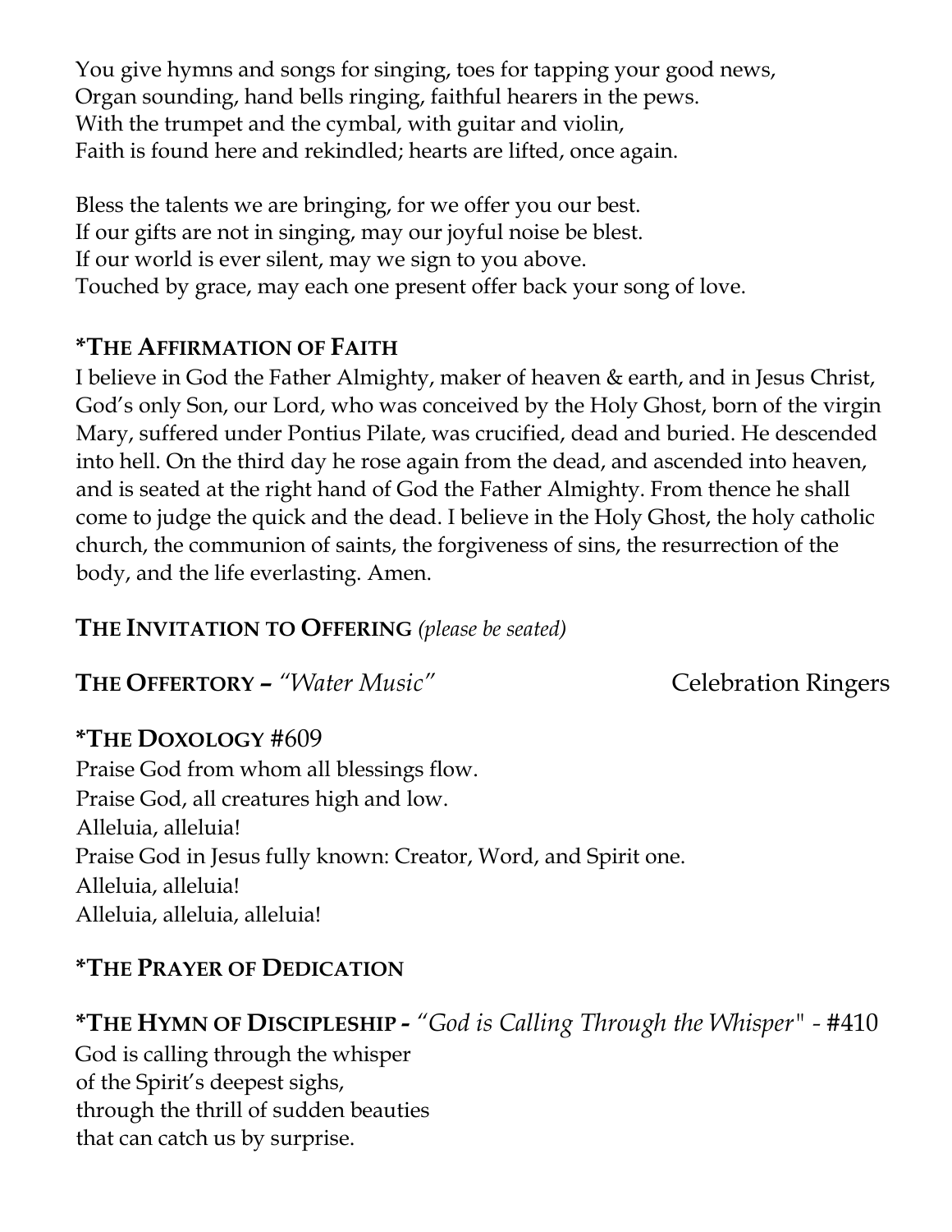You give hymns and songs for singing, toes for tapping your good news,
Organ sounding, hand bells ringing, faithful hearers in the pews.
With the trumpet and the cymbal, with guitar and violin,
Faith is found here and rekindled; hearts are lifted, once again.

Bless the talents we are bringing, for we offer you our best.
If our gifts are not in singing, may our joyful noise be blest.
If our world is ever silent, may we sign to you above.
Touched by grace, may each one present offer back your song of love.

**\*THE AFFIRMATION OF FAITH**

I believe in God the Father Almighty, maker of heaven & earth, and in Jesus Christ, God's only Son, our Lord, who was conceived by the Holy Ghost, born of the virgin Mary, suffered under Pontius Pilate, was crucified, dead and buried. He descended into hell. On the third day he rose again from the dead, and ascended into heaven, and is seated at the right hand of God the Father Almighty. From thence he shall come to judge the quick and the dead. I believe in the Holy Ghost, the holy catholic church, the communion of saints, the forgiveness of sins, the resurrection of the body, and the life everlasting. Amen.

**THE INVITATION TO OFFERING** *(please be seated)*

**THE OFFERTORY –** *"Water Music"* Celebration Ringers

**\*THE DOXOLOGY** #609

Praise God from whom all blessings flow.
Praise God, all creatures high and low.
Alleluia, alleluia!
Praise God in Jesus fully known: Creator, Word, and Spirit one.
Alleluia, alleluia!
Alleluia, alleluia, alleluia!

**\*THE PRAYER OF DEDICATION**

**\*THE HYMN OF DISCIPLESHIP -** *"God is Calling Through the Whisper"* - #410

God is calling through the whisper
of the Spirit's deepest sighs,
through the thrill of sudden beauties
that can catch us by surprise.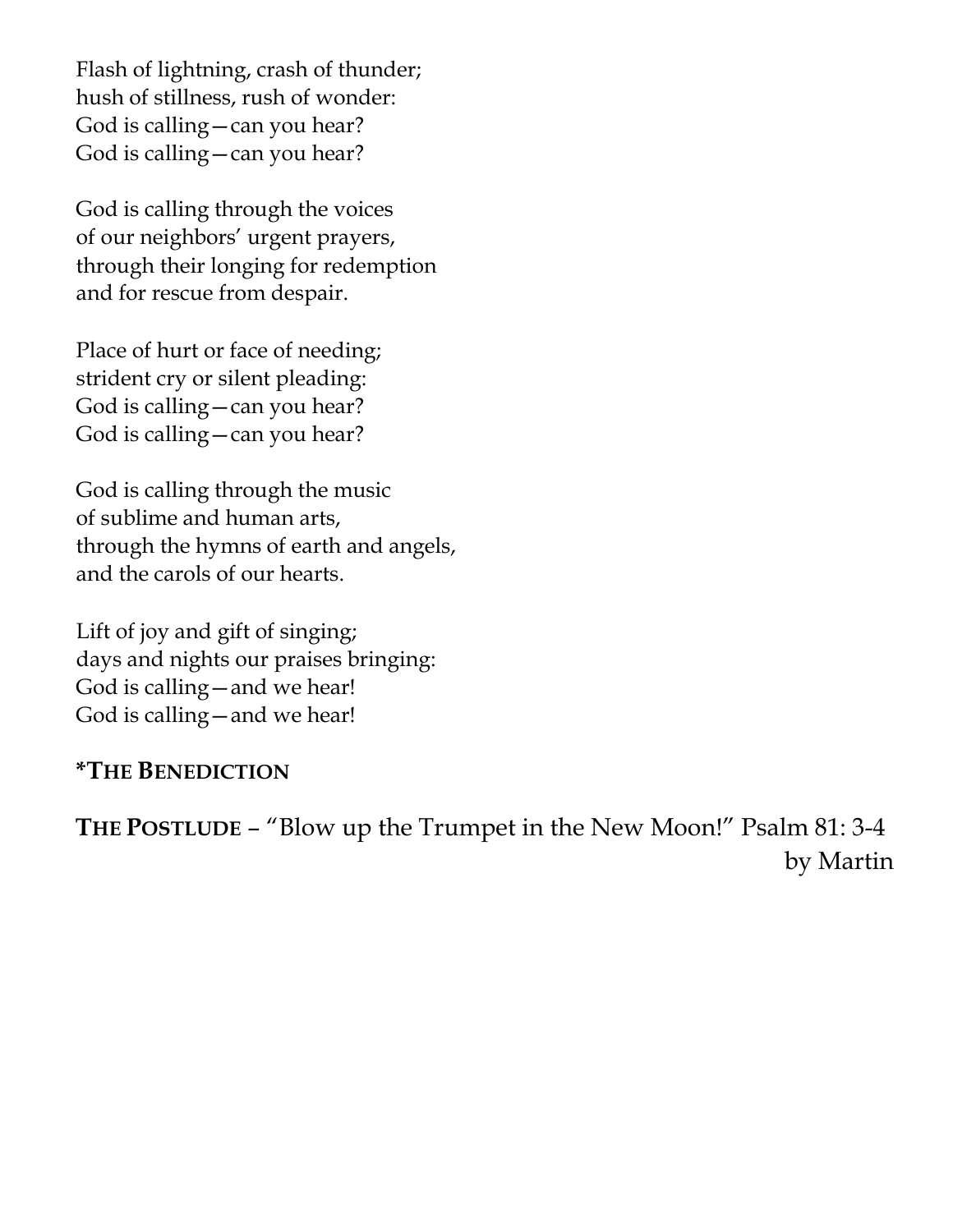Flash of lightning, crash of thunder;
hush of stillness, rush of wonder:
God is calling—can you hear?
God is calling—can you hear?

God is calling through the voices
of our neighbors' urgent prayers,
through their longing for redemption
and for rescue from despair.

Place of hurt or face of needing;
strident cry or silent pleading:
God is calling—can you hear?
God is calling—can you hear?

God is calling through the music
of sublime and human arts,
through the hymns of earth and angels,
and the carols of our hearts.

Lift of joy and gift of singing;
days and nights our praises bringing:
God is calling—and we hear!
God is calling—and we hear!

**\*THE BENEDICTION**

**THE POSTLUDE** – "Blow up the Trumpet in the New Moon!" Psalm 81: 3-4
by Martin